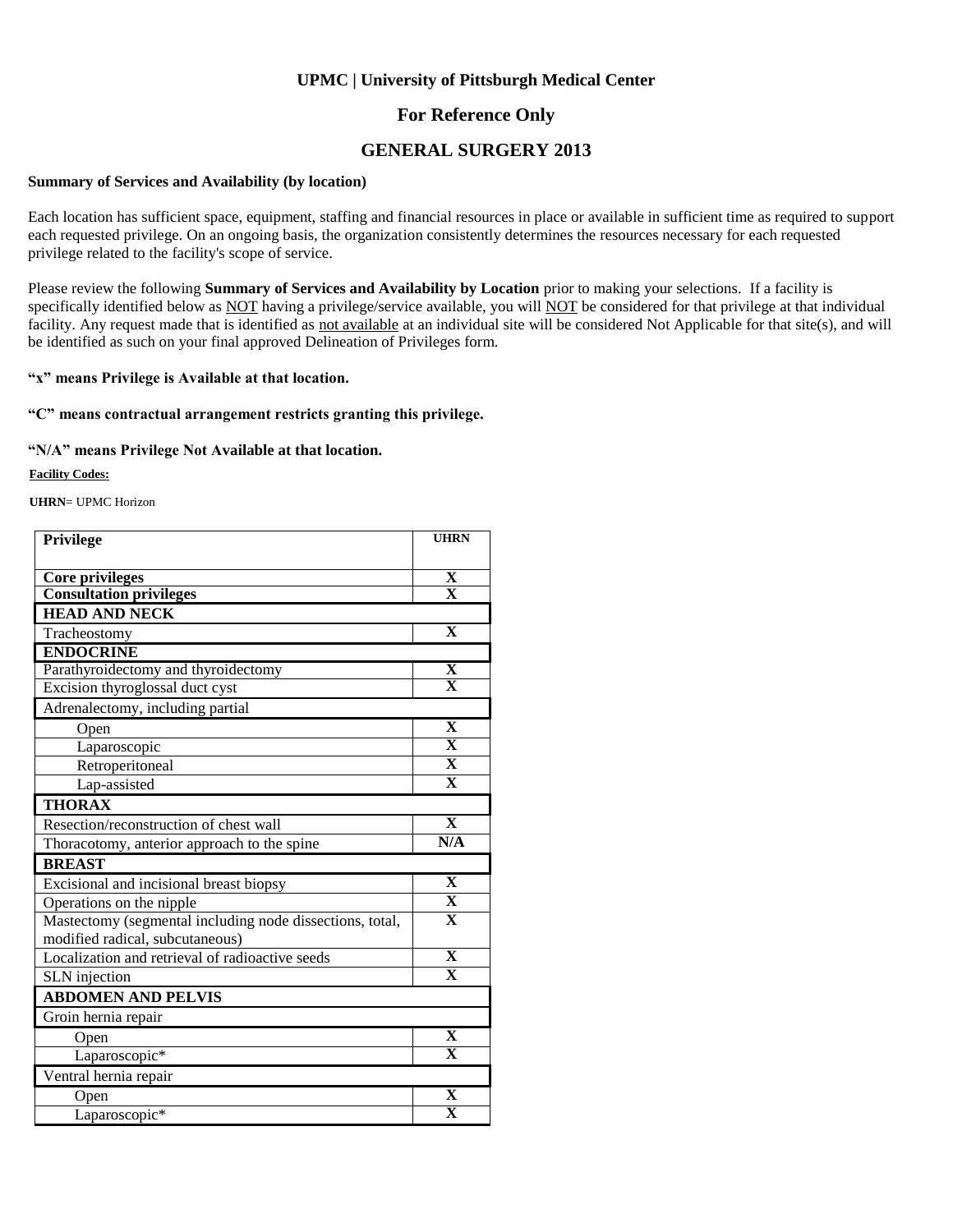**UPMC | University of Pittsburgh Medical Center**

## For Reference Only

# GENERAL SURGERY 2013

**Summary of Services and Availability (by location)**

Each location has sufficient space, equipment, staffing and financial resources in place or available in sufficient time as required to support each requested privilege. On an ongoing basis, the organization consistently determines the resources necessary for each requested privilege related to the facility's scope of service.

Please review the following **Summary of Services and Availability by Location** prior to making your selections. If a facility is specifically identified below as NOT having a privilege/service available, you will NOT be considered for that privilege at that individual facility. Any request made that is identified as not available at an individual site will be considered Not Applicable for that site(s), and will be identified as such on your final approved Delineation of Privileges form.

**"x" means Privilege is Available at that location.**

**"C" means contractual arrangement restricts granting this privilege.**

**"N/A" means Privilege Not Available at that location.**

**Facility Codes:**

**UHRN**= UPMC Horizon

| Privilege | UHRN |
|---|---|
| **Core privileges** | X |
| **Consultation privileges** | X |
| **HEAD AND NECK** | |
| Tracheostomy | X |
| **ENDOCRINE** | |
| Parathyroidectomy and thyroidectomy | X |
| Excision thyroglossal duct cyst | X |
| Adrenalectomy, including partial | |
| Open | X |
| Laparoscopic | X |
| Retroperitoneal | X |
| Lap-assisted | X |
| **THORAX** | |
| Resection/reconstruction of chest wall | X |
| Thoracotomy, anterior approach to the spine | N/A |
| **BREAST** | |
| Excisional and incisional breast biopsy | X |
| Operations on the nipple | X |
| Mastectomy (segmental including node dissections, total, modified radical, subcutaneous) | X |
| Localization and retrieval of radioactive seeds | X |
| SLN injection | X |
| **ABDOMEN AND PELVIS** | |
| Groin hernia repair | |
| Open | X |
| Laparoscopic* | X |
| Ventral hernia repair | |
| Open | X |
| Laparoscopic* | X |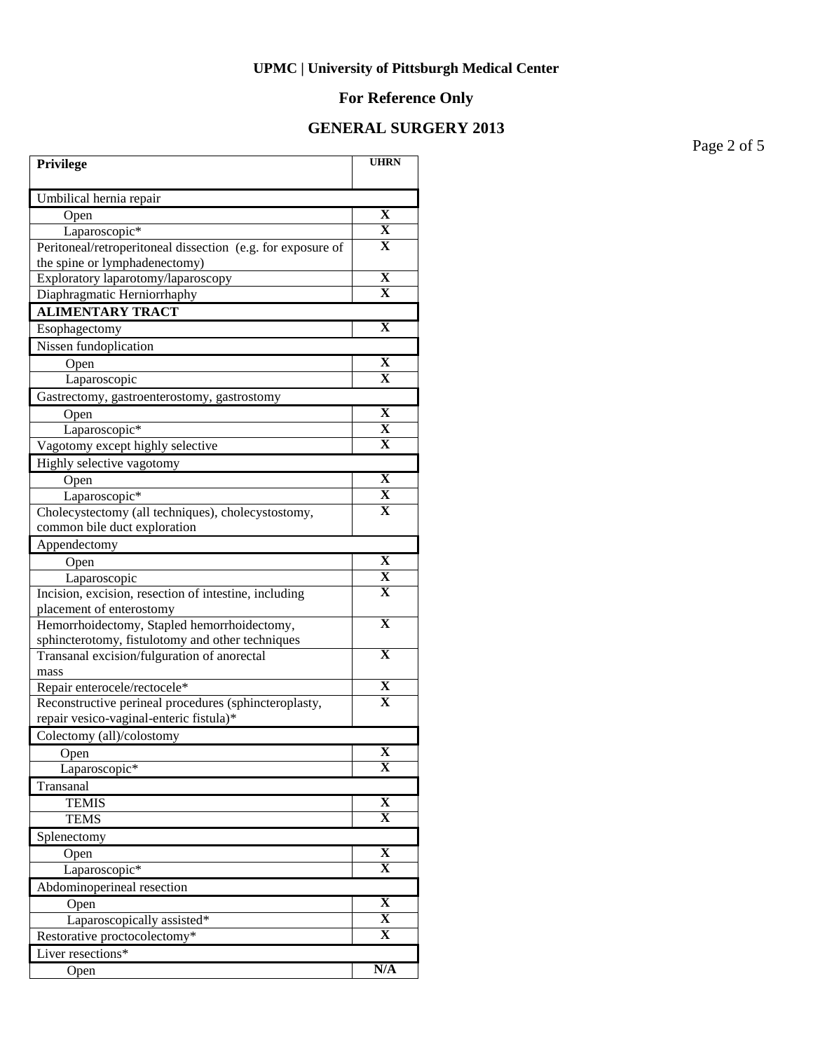**UPMC | University of Pittsburgh Medical Center**

**For Reference Only**

**GENERAL SURGERY 2013**

| Privilege | UHRN |
|---|---|
| Umbilical hernia repair | |
| Open | X |
| Laparoscopic* | X |
| Peritoneal/retroperitoneal dissection (e.g. for exposure of the spine or lymphadenectomy) | X |
| Exploratory laparotomy/laparoscopy | X |
| Diaphragmatic Herniorrhaphy | X |
| **ALIMENTARY TRACT** | |
| Esophagectomy | X |
| Nissen fundoplication | |
| Open | X |
| Laparoscopic | X |
| Gastrectomy, gastroenterostomy, gastrostomy | |
| Open | X |
| Laparoscopic* | X |
| Vagotomy except highly selective | X |
| Highly selective vagotomy | |
| Open | X |
| Laparoscopic* | X |
| Cholecystectomy (all techniques), cholecystostomy, common bile duct exploration | X |
| Appendectomy | |
| Open | X |
| Laparoscopic | X |
| Incision, excision, resection of intestine, including placement of enterostomy | X |
| Hemorrhoidectomy, Stapled hemorrhoidectomy, sphincterotomy, fistulotomy and other techniques | X |
| Transanal excision/fulguration of anorectal mass | X |
| Repair enterocele/rectocele* | X |
| Reconstructive perineal procedures (sphincteroplasty, repair vesico-vaginal-enteric fistula)* | X |
| Colectomy (all)/colostomy | |
| Open | X |
| Laparoscopic* | X |
| Transanal | |
| TEMIS | X |
| TEMS | X |
| Splenectomy | |
| Open | X |
| Laparoscopic* | X |
| Abdominoperineal resection | |
| Open | X |
| Laparoscopically assisted* | X |
| Restorative proctocolectomy* | X |
| Liver resections* | |
| Open | N/A |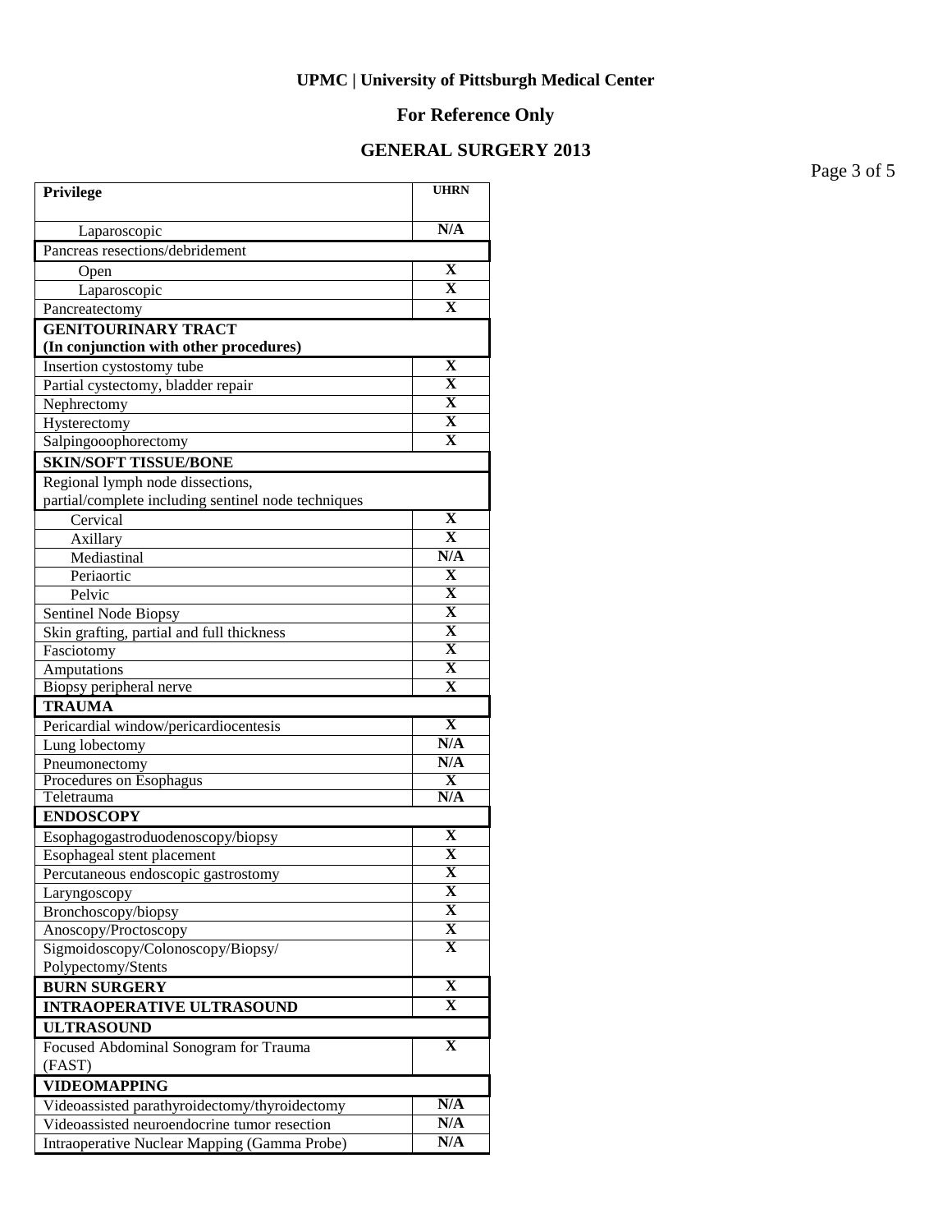**UPMC | University of Pittsburgh Medical Center**

**For Reference Only**

**GENERAL SURGERY 2013**

| Privilege | UHRN |
|---|---|
| Laparoscopic | N/A |
| Pancreas resections/debridement | |
| Open | X |
| Laparoscopic | X |
| Pancreatectomy | X |
| **GENITOURINARY TRACT (In conjunction with other procedures)** | |
| Insertion cystostomy tube | X |
| Partial cystectomy, bladder repair | X |
| Nephrectomy | X |
| Hysterectomy | X |
| Salpingooophorectomy | X |
| **SKIN/SOFT TISSUE/BONE** | |
| Regional lymph node dissections, partial/complete including sentinel node techniques | |
| Cervical | X |
| Axillary | X |
| Mediastinal | N/A |
| Periaortic | X |
| Pelvic | X |
| Sentinel Node Biopsy | X |
| Skin grafting, partial and full thickness | X |
| Fasciotomy | X |
| Amputations | X |
| Biopsy peripheral nerve | X |
| **TRAUMA** | |
| Pericardial window/pericardiocentesis | X |
| Lung lobectomy | N/A |
| Pneumonectomy | N/A |
| Procedures on Esophagus | X |
| Teletrauma | N/A |
| **ENDOSCOPY** | |
| Esophagogastroduodenoscopy/biopsy | X |
| Esophageal stent placement | X |
| Percutaneous endoscopic gastrostomy | X |
| Laryngoscopy | X |
| Bronchoscopy/biopsy | X |
| Anoscopy/Proctoscopy | X |
| Sigmoidoscopy/Colonoscopy/Biopsy/ Polypectomy/Stents | X |
| **BURN SURGERY** | X |
| **INTRAOPERATIVE ULTRASOUND** | X |
| **ULTRASOUND** | |
| Focused Abdominal Sonogram for Trauma (FAST) | X |
| **VIDEOMAPPING** | |
| Videoassisted parathyroidectomy/thyroidectomy | N/A |
| Videoassisted neuroendocrine tumor resection | N/A |
| Intraoperative Nuclear Mapping (Gamma Probe) | N/A |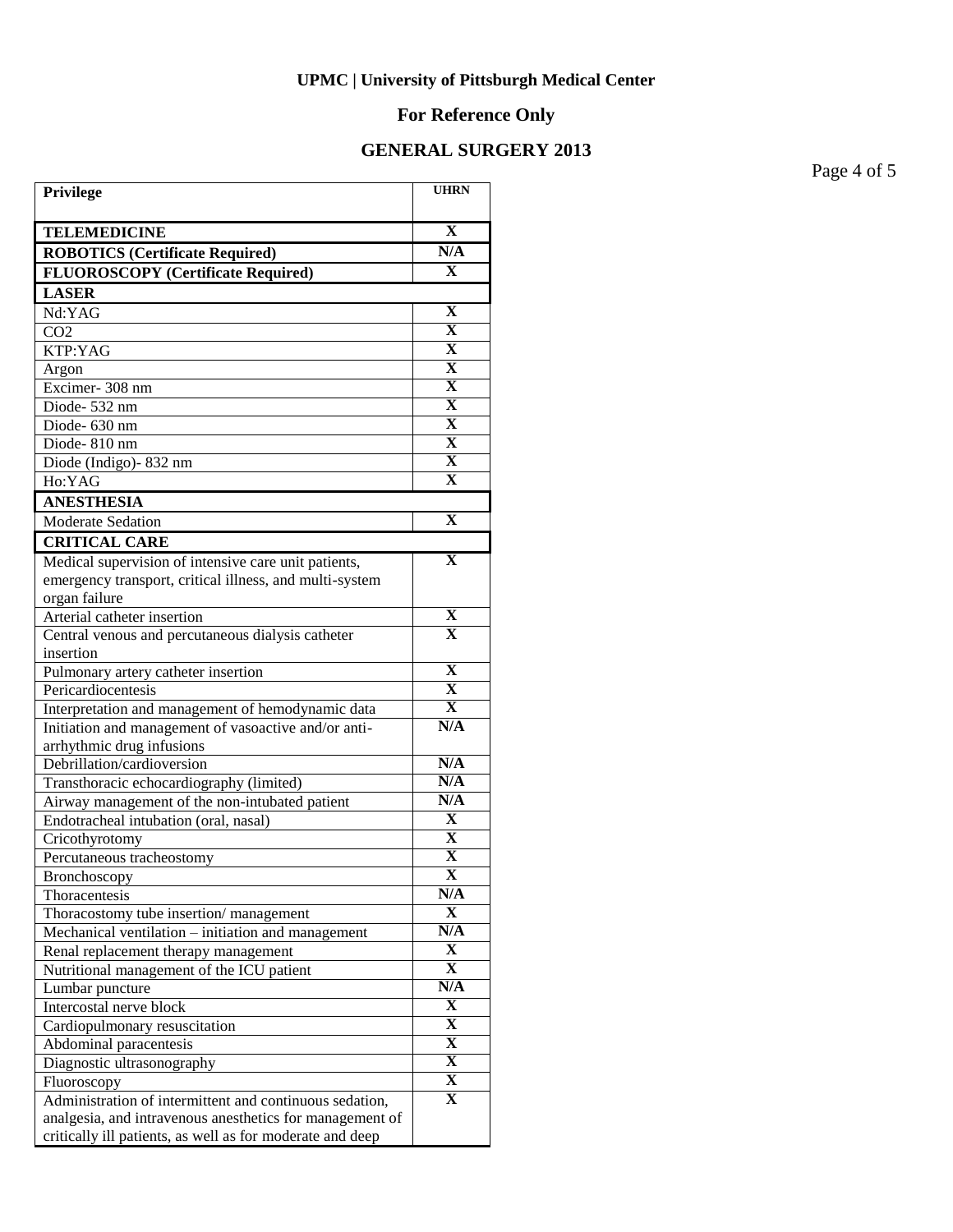**UPMC | University of Pittsburgh Medical Center**

**For Reference Only**

**GENERAL SURGERY 2013**

| Privilege | UHRN |
|---|---|
| **TELEMEDICINE** | **X** |
| **ROBOTICS (Certificate Required)** | **N/A** |
| **FLUOROSCOPY (Certificate Required)** | **X** |
| **LASER** | |
| Nd:YAG | **X** |
| $CO_2$ | **X** |
| KTP:YAG | **X** |
| Argon | **X** |
| Excimer- 308 nm | **X** |
| Diode- 532 nm | **X** |
| Diode- 630 nm | **X** |
| Diode- 810 nm | **X** |
| Diode (Indigo)- 832 nm | **X** |
| Ho:YAG | **X** |
| **ANESTHESIA** | |
| Moderate Sedation | **X** |
| **CRITICAL CARE** | |
| Medical supervision of intensive care unit patients, emergency transport, critical illness, and multi-system organ failure | **X** |
| Arterial catheter insertion | **X** |
| Central venous and percutaneous dialysis catheter insertion | **X** |
| Pulmonary artery catheter insertion | **X** |
| Pericardiocentesis | **X** |
| Interpretation and management of hemodynamic data | **X** |
| Initiation and management of vasoactive and/or anti-arrhythmic drug infusions | **N/A** |
| Debrillation/cardioversion | **N/A** |
| Transthoracic echocardiography (limited) | **N/A** |
| Airway management of the non-intubated patient | **N/A** |
| Endotracheal intubation (oral, nasal) | **X** |
| Cricothyrotomy | **X** |
| Percutaneous tracheostomy | **X** |
| Bronchoscopy | **X** |
| Thoracentesis | **N/A** |
| Thoracostomy tube insertion/ management | **X** |
| Mechanical ventilation – initiation and management | **N/A** |
| Renal replacement therapy management | **X** |
| Nutritional management of the ICU patient | **X** |
| Lumbar puncture | **N/A** |
| Intercostal nerve block | **X** |
| Cardiopulmonary resuscitation | **X** |
| Abdominal paracentesis | **X** |
| Diagnostic ultrasonography | **X** |
| Fluoroscopy | **X** |
| Administration of intermittent and continuous sedation, analgesia, and intravenous anesthetics for management of critically ill patients, as well as for moderate and deep | **X** |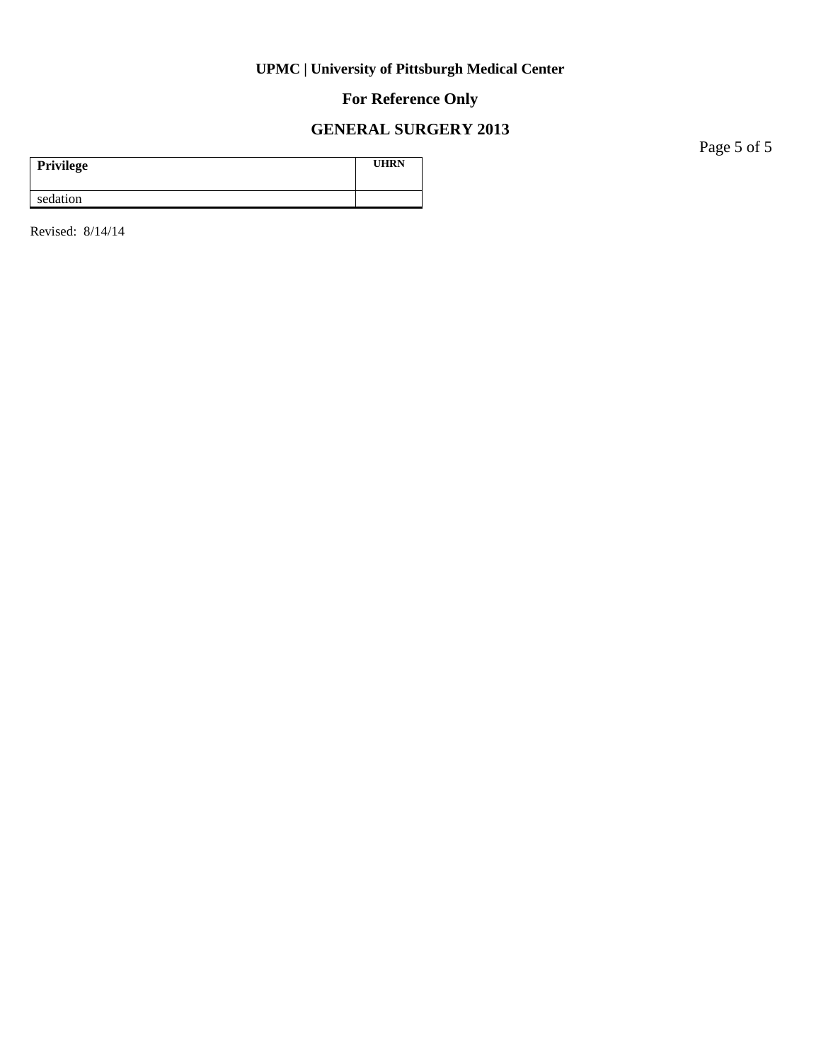| Privilege | UHRN |
| --- | --- |
| sedation | |

Revised: 8/14/14